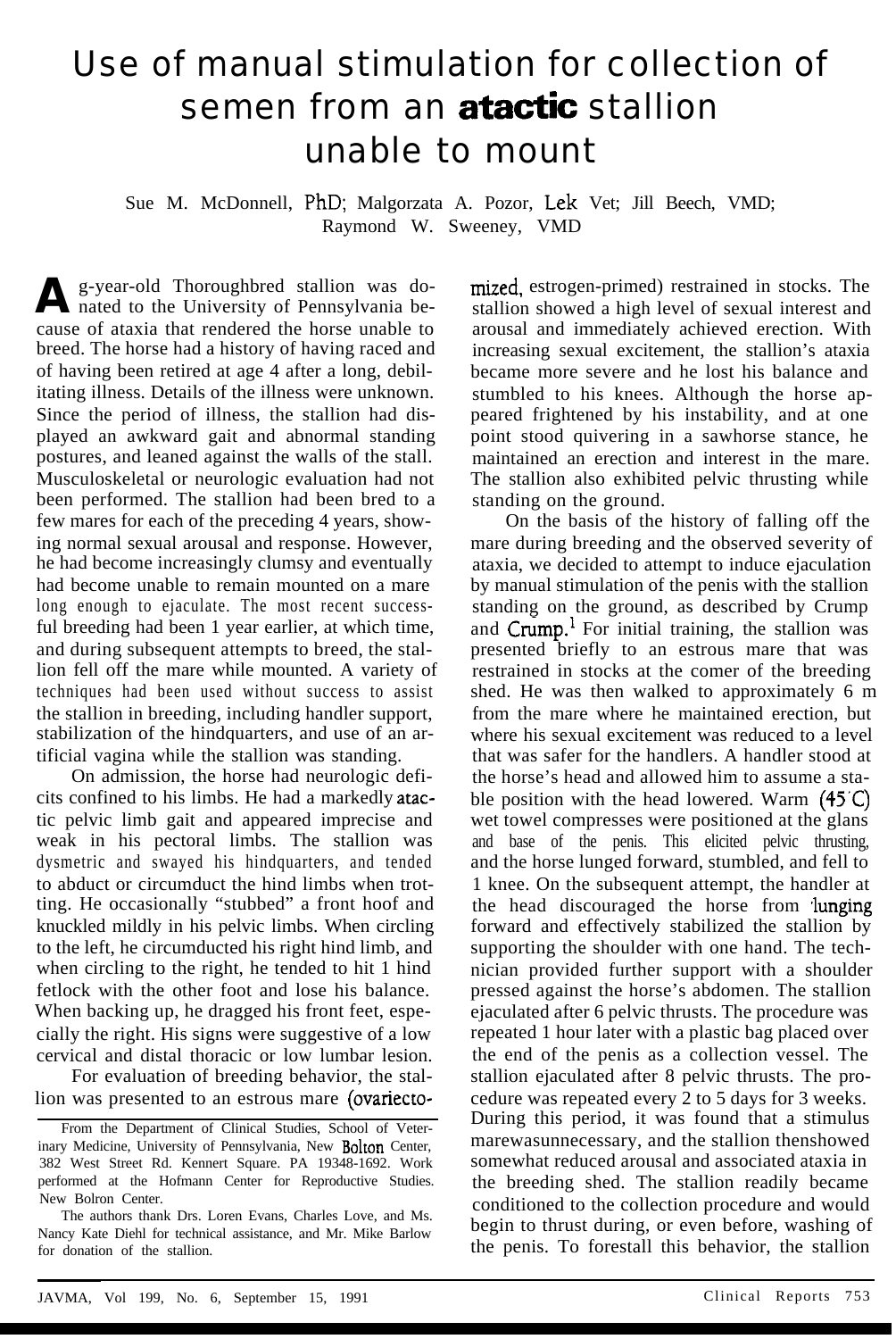# Use of manual stimulation for collection of semen from an atactic stallion unable to mount

Sue M. McDonnell, PhD; Malgorzata A. Pozor, Lek Vet; Jill Beech, VMD; Raymond W. Sweeney, VMD

A g-year-old Thoroughbred stallion was donated to the University of Pennsylvania because of ataxia that rendered the horse unable to breed. The horse had a history of having raced and of having been retired at age 4 after a long, debilitating illness. Details of the illness were unknown. Since the period of illness, the stallion had displayed an awkward gait and abnormal standing postures, and leaned against the walls of the stall. Musculoskeletal or neurologic evaluation had not been performed. The stallion had been bred to a few mares for each of the preceding 4 years, showing normal sexual arousal and response. However, he had become increasingly clumsy and eventually had become unable to remain mounted on a mare long enough to ejaculate. The most recent successful breeding had been 1 year earlier, at which time, and during subsequent attempts to breed, the stallion fell off the mare while mounted. A variety of techniques had been used without success to assist the stallion in breeding, including handler support, stabilization of the hindquarters, and use of an artificial vagina while the stallion was standing.

On admission, the horse had neurologic deficits confined to his limbs. He had a markedly atactic pelvic limb gait and appeared imprecise and weak in his pectoral limbs. The stallion was dysmetric and swayed his hindquarters, and tended to abduct or circumduct the hind limbs when trotting. He occasionally "stubbed" a front hoof and knuckled mildly in his pelvic limbs. When circling to the left, he circumducted his right hind limb, and when circling to the right, he tended to hit 1 hind fetlock with the other foot and lose his balance. When backing up, he dragged his front feet, especially the right. His signs were suggestive of a low cervical and distal thoracic or low lumbar lesion.

For evaluation of breeding behavior, the stallion was presented to an estrous mare (ovariectomized, estrogen-primed) restrained in stocks. The stallion showed a high level of sexual interest and arousal and immediately achieved erection. With increasing sexual excitement, the stallion's ataxia became more severe and he lost his balance and stumbled to his knees. Although the horse appeared frightened by his instability, and at one point stood quivering in a sawhorse stance, he maintained an erection and interest in the mare. The stallion also exhibited pelvic thrusting while standing on the ground.

On the basis of the history of falling off the mare during breeding and the observed severity of ataxia, we decided to attempt to induce ejaculation by manual stimulation of the penis with the stallion standing on the ground, as described by Crump and Crump.[1] For initial training, the stallion was presented briefly to an estrous mare that was restrained in stocks at the comer of the breeding shed. He was then walked to approximately 6 m from the mare where he maintained erection, but where his sexual excitement was reduced to a level that was safer for the handlers. A handler stood at the horse's head and allowed him to assume a stable position with the head lowered. Warm (45 C) wet towel compresses were positioned at the glans and base of the penis. This elicited pelvic thrusting, and the horse lunged forward, stumbled, and fell to 1 knee. On the subsequent attempt, the handler at the head discouraged the horse from lunging forward and effectively stabilized the stallion by supporting the shoulder with one hand. The technician provided further support with a shoulder pressed against the horse's abdomen. The stallion ejaculated after 6 pelvic thrusts. The procedure was repeated 1 hour later with a plastic bag placed over the end of the penis as a collection vessel. The stallion ejaculated after 8 pelvic thrusts. The procedure was repeated every 2 to 5 days for 3 weeks. During this period, it was found that a stimulus mare was unnecessary, and the stallion then showed somewhat reduced arousal and associated ataxia in the breeding shed. The stallion readily became conditioned to the collection procedure and would begin to thrust during, or even before, washing of the penis. To forestall this behavior, the stallion

---

From the Department of Clinical Studies, School of Veterinary Medicine, University of Pennsylvania, New Bolton Center, 382 West Street Rd. Kennert Square. PA 19348-1692. Work performed at the Hofmann Center for Reproductive Studies. New Bolron Center.

The authors thank Drs. Loren Evans, Charles Love, and Ms. Nancy Kate Diehl for technical assistance, and Mr. Mike Barlow for donation of the stallion.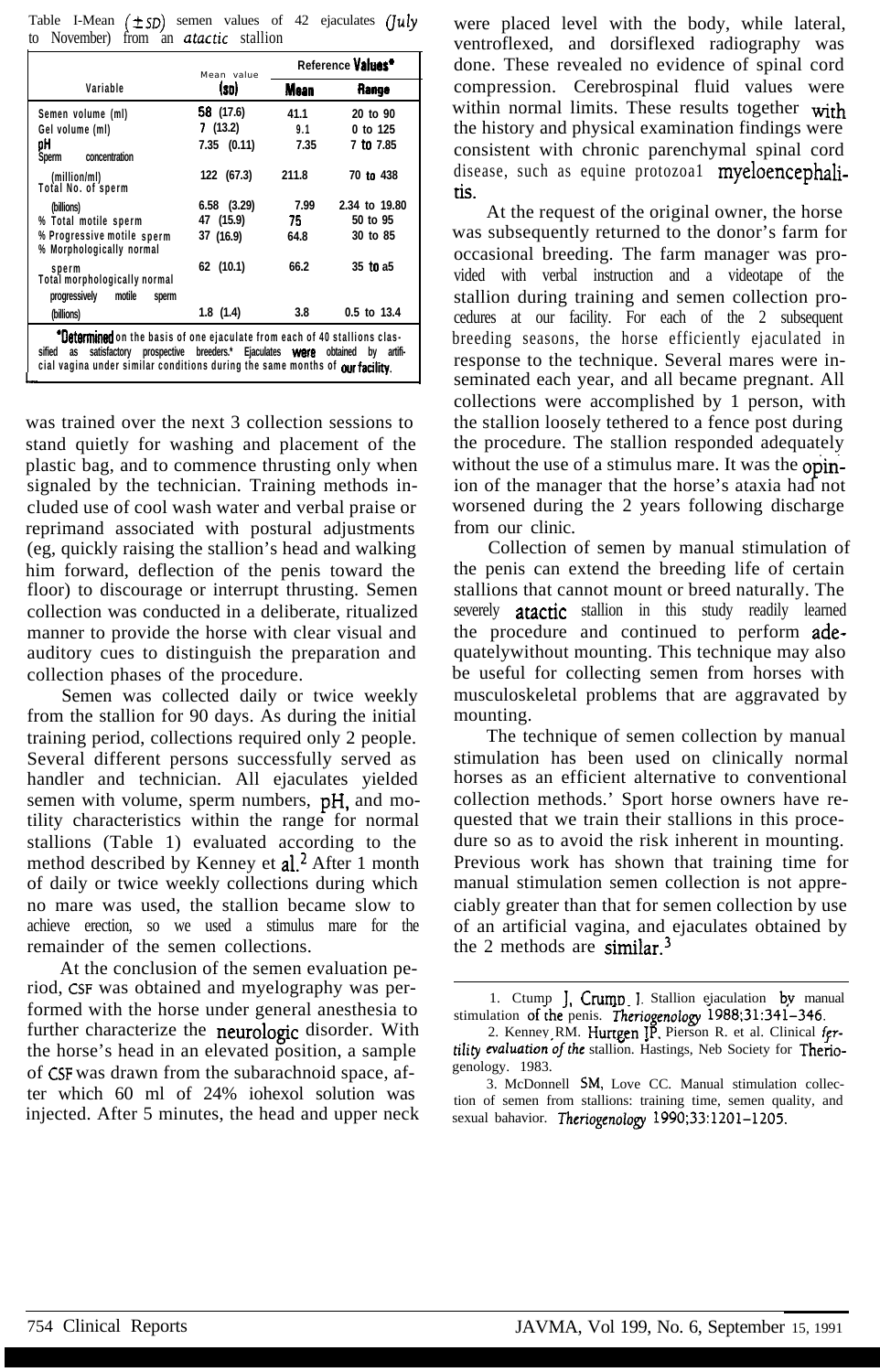Table 1—Mean (±SD) semen values of 42 ejaculates (July to November) from an atactic stallion

| Variable | Mean value (SD) | Reference Values* Mean | Reference Values* Range |
|---|---|---|---|
| Semen volume (ml) | 58 (17.6) | 41.1 | 20 to 90 |
| Gel volume (ml) | 7 (13.2) | 9.1 | 0 to 125 |
| pH | 7.35 (0.11) | 7.35 | 7 to 7.85 |
| Sperm concentration (million/ml) | 122 (67.3) | 211.8 | 70 to 438 |
| Total No. of sperm (billions) | 6.58 (3.29) | 7.99 | 2.34 to 19.80 |
| % Total motile sperm | 47 (15.9) | 75 | 50 to 95 |
| % Progressive motile sperm | 37 (16.9) | 64.8 | 30 to 85 |
| % Morphologically normal sperm | 62 (10.1) | 66.2 | 35 to a5 |
| Total morphologically normal progressively motile sperm (billions) | 1.8 (1.4) | 3.8 | 0.5 to 13.4 |

*Determined on the basis of one ejaculate from each of 40 stallions classified as satisfactory prospective breeders.[2] Ejaculates were obtained by artificial vagina under similar conditions during the same months of our facility.

was trained over the next 3 collection sessions to stand quietly for washing and placement of the plastic bag, and to commence thrusting only when signaled by the technician. Training methods included use of cool wash water and verbal praise or reprimand associated with postural adjustments (eg, quickly raising the stallion's head and walking him forward, deflection of the penis toward the floor) to discourage or interrupt thrusting. Semen collection was conducted in a deliberate, ritualized manner to provide the horse with clear visual and auditory cues to distinguish the preparation and collection phases of the procedure.

Semen was collected daily or twice weekly from the stallion for 90 days. As during the initial training period, collections required only 2 people. Several different persons successfully served as handler and technician. All ejaculates yielded semen with volume, sperm numbers, pH, and motility characteristics within the range for normal stallions (Table 1) evaluated according to the method described by Kenney et al.[2] After 1 month of daily or twice weekly collections during which no mare was used, the stallion became slow to achieve erection, so we used a stimulus mare for the remainder of the semen collections.

At the conclusion of the semen evaluation period, CSF was obtained and myelography was performed with the horse under general anesthesia to further characterize the neurologic disorder. With the horse's head in an elevated position, a sample of CSF was drawn from the subarachnoid space, after which 60 ml of 24% iohexol solution was injected. After 5 minutes, the head and upper neck were placed level with the body, while lateral, ventroflexed, and dorsiflexed radiography was done. These revealed no evidence of spinal cord compression. Cerebrospinal fluid values were within normal limits. These results together with the history and physical examination findings were consistent with chronic parenchymal spinal cord disease, such as equine protozoal myeloencephalitis.

At the request of the original owner, the horse was subsequently returned to the donor's farm for occasional breeding. The farm manager was provided with verbal instruction and a videotape of the stallion during training and semen collection procedures at our facility. For each of the 2 subsequent breeding seasons, the horse efficiently ejaculated in response to the technique. Several mares were inseminated each year, and all became pregnant. All collections were accomplished by 1 person, with the stallion loosely tethered to a fence post during the procedure. The stallion responded adequately without the use of a stimulus mare. It was the opinion of the manager that the horse's ataxia had not worsened during the 2 years following discharge from our clinic.

Collection of semen by manual stimulation of the penis can extend the breeding life of certain stallions that cannot mount or breed naturally. The severely atactic stallion in this study readily learned the procedure and continued to perform adequately without mounting. This technique may also be useful for collecting semen from horses with musculoskeletal problems that are aggravated by mounting.

The technique of semen collection by manual stimulation has been used on clinically normal horses as an efficient alternative to conventional collection methods.[1] Sport horse owners have requested that we train their stallions in this procedure so as to avoid the risk inherent in mounting. Previous work has shown that training time for manual stimulation semen collection is not appreciably greater than that for semen collection by use of an artificial vagina, and ejaculates obtained by the 2 methods are similar.[3]

1. Crump J, Crump J. Stallion ejaculation by manual stimulation of the penis. *Theriogenology* 1988;31:341–346.
2. Kenney RM, Hurtgen JP, Pierson R, et al. Clinical *fertility evaluation of the* stallion. Hastings, Neb Society for Theriogenology. 1983.
3. McDonnell SM, Love CC. Manual stimulation collection of semen from stallions: training time, semen quality, and sexual bahavior. *Theriogenology* 1990;33:1201–1205.